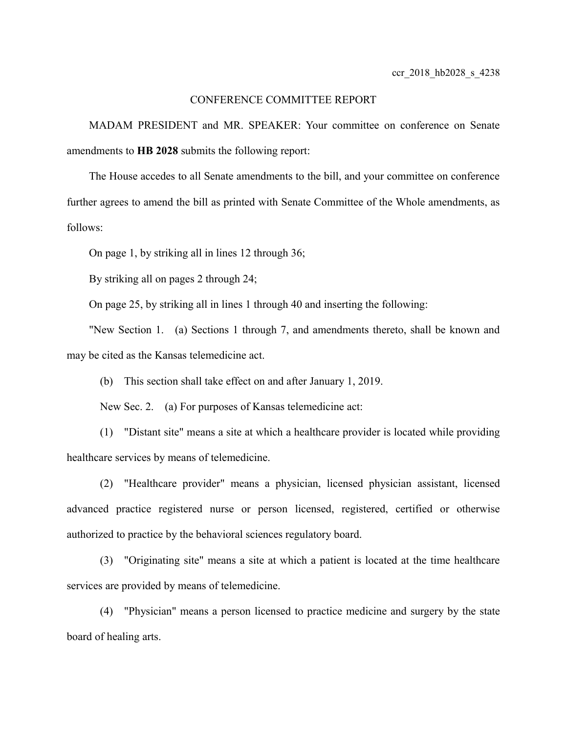ccr_2018_hb2028_s_4238

# CONFERENCE COMMITTEE REPORT

MADAM PRESIDENT and MR. SPEAKER: Your committee on conference on Senate amendments to **HB 2028** submits the following report:

The House accedes to all Senate amendments to the bill, and your committee on conference further agrees to amend the bill as printed with Senate Committee of the Whole amendments, as follows:

On page 1, by striking all in lines 12 through 36;

By striking all on pages 2 through 24;

On page 25, by striking all in lines 1 through 40 and inserting the following:

"New Section 1. (a) Sections 1 through 7, and amendments thereto, shall be known and may be cited as the Kansas telemedicine act.

(b) This section shall take effect on and after January 1, 2019.

New Sec. 2. (a) For purposes of Kansas telemedicine act:

(1) "Distant site" means a site at which a healthcare provider is located while providing healthcare services by means of telemedicine.

(2) "Healthcare provider" means a physician, licensed physician assistant, licensed advanced practice registered nurse or person licensed, registered, certified or otherwise authorized to practice by the behavioral sciences regulatory board.

(3) "Originating site" means a site at which a patient is located at the time healthcare services are provided by means of telemedicine.

(4) "Physician" means a person licensed to practice medicine and surgery by the state board of healing arts.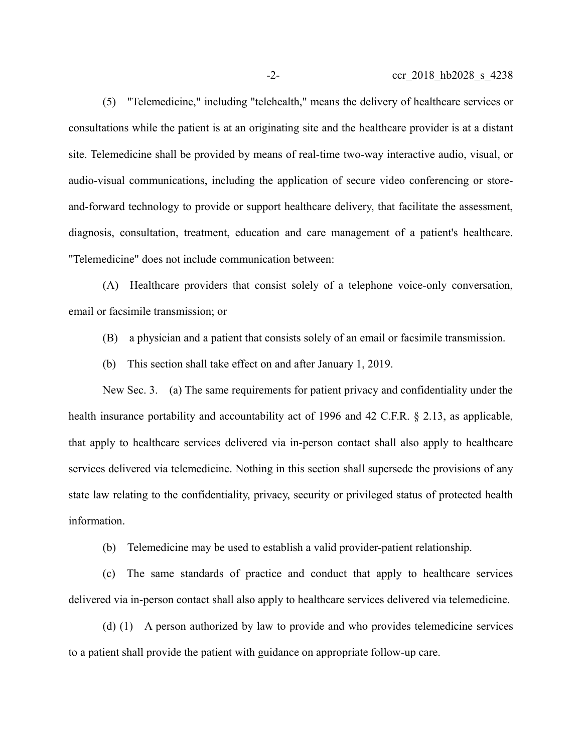(5) "Telemedicine," including "telehealth," means the delivery of healthcare services or consultations while the patient is at an originating site and the healthcare provider is at a distant site. Telemedicine shall be provided by means of real-time two-way interactive audio, visual, or audio-visual communications, including the application of secure video conferencing or store-and-forward technology to provide or support healthcare delivery, that facilitate the assessment, diagnosis, consultation, treatment, education and care management of a patient's healthcare. "Telemedicine" does not include communication between:

(A) Healthcare providers that consist solely of a telephone voice-only conversation, email or facsimile transmission; or

(B) a physician and a patient that consists solely of an email or facsimile transmission.

(b) This section shall take effect on and after January 1, 2019.

New Sec. 3. (a) The same requirements for patient privacy and confidentiality under the health insurance portability and accountability act of 1996 and 42 C.F.R. § 2.13, as applicable, that apply to healthcare services delivered via in-person contact shall also apply to healthcare services delivered via telemedicine. Nothing in this section shall supersede the provisions of any state law relating to the confidentiality, privacy, security or privileged status of protected health information.

(b) Telemedicine may be used to establish a valid provider-patient relationship.

(c) The same standards of practice and conduct that apply to healthcare services delivered via in-person contact shall also apply to healthcare services delivered via telemedicine.

(d) (1) A person authorized by law to provide and who provides telemedicine services to a patient shall provide the patient with guidance on appropriate follow-up care.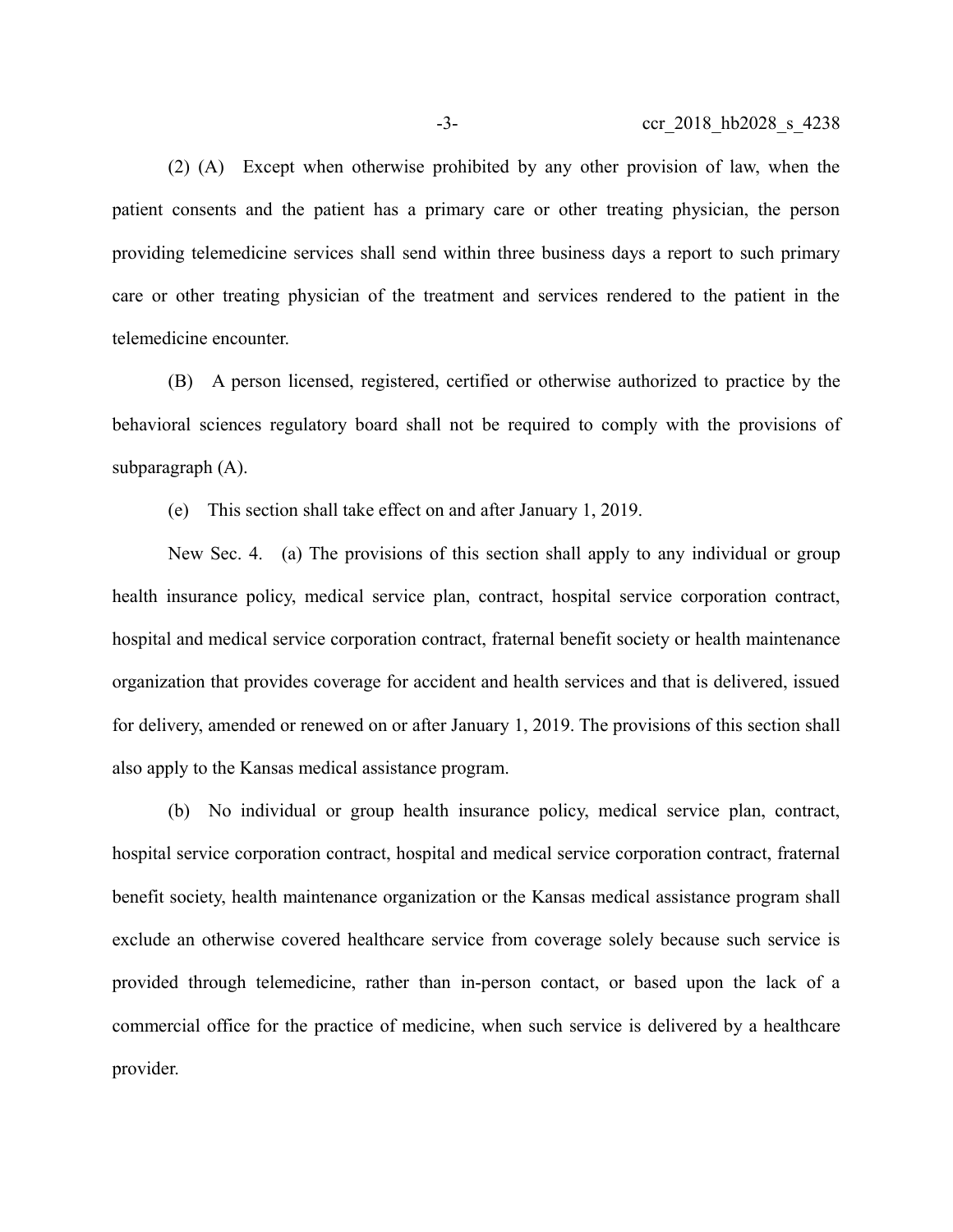(2) (A) Except when otherwise prohibited by any other provision of law, when the patient consents and the patient has a primary care or other treating physician, the person providing telemedicine services shall send within three business days a report to such primary care or other treating physician of the treatment and services rendered to the patient in the telemedicine encounter.

(B) A person licensed, registered, certified or otherwise authorized to practice by the behavioral sciences regulatory board shall not be required to comply with the provisions of subparagraph (A).

(e) This section shall take effect on and after January 1, 2019.

New Sec. 4. (a) The provisions of this section shall apply to any individual or group health insurance policy, medical service plan, contract, hospital service corporation contract, hospital and medical service corporation contract, fraternal benefit society or health maintenance organization that provides coverage for accident and health services and that is delivered, issued for delivery, amended or renewed on or after January 1, 2019. The provisions of this section shall also apply to the Kansas medical assistance program.

(b) No individual or group health insurance policy, medical service plan, contract, hospital service corporation contract, hospital and medical service corporation contract, fraternal benefit society, health maintenance organization or the Kansas medical assistance program shall exclude an otherwise covered healthcare service from coverage solely because such service is provided through telemedicine, rather than in-person contact, or based upon the lack of a commercial office for the practice of medicine, when such service is delivered by a healthcare provider.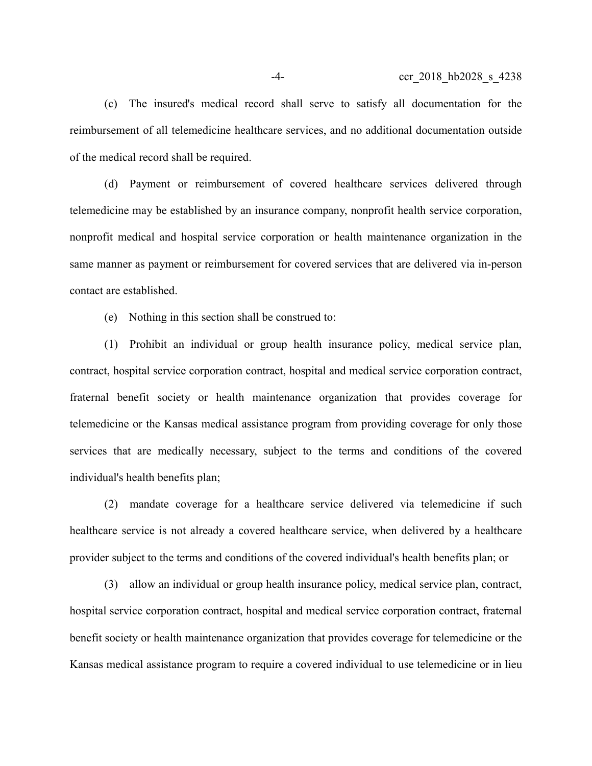(c) The insured's medical record shall serve to satisfy all documentation for the reimbursement of all telemedicine healthcare services, and no additional documentation outside of the medical record shall be required.

(d) Payment or reimbursement of covered healthcare services delivered through telemedicine may be established by an insurance company, nonprofit health service corporation, nonprofit medical and hospital service corporation or health maintenance organization in the same manner as payment or reimbursement for covered services that are delivered via in-person contact are established.

(e) Nothing in this section shall be construed to:

(1) Prohibit an individual or group health insurance policy, medical service plan, contract, hospital service corporation contract, hospital and medical service corporation contract, fraternal benefit society or health maintenance organization that provides coverage for telemedicine or the Kansas medical assistance program from providing coverage for only those services that are medically necessary, subject to the terms and conditions of the covered individual's health benefits plan;

(2) mandate coverage for a healthcare service delivered via telemedicine if such healthcare service is not already a covered healthcare service, when delivered by a healthcare provider subject to the terms and conditions of the covered individual's health benefits plan; or

(3) allow an individual or group health insurance policy, medical service plan, contract, hospital service corporation contract, hospital and medical service corporation contract, fraternal benefit society or health maintenance organization that provides coverage for telemedicine or the Kansas medical assistance program to require a covered individual to use telemedicine or in lieu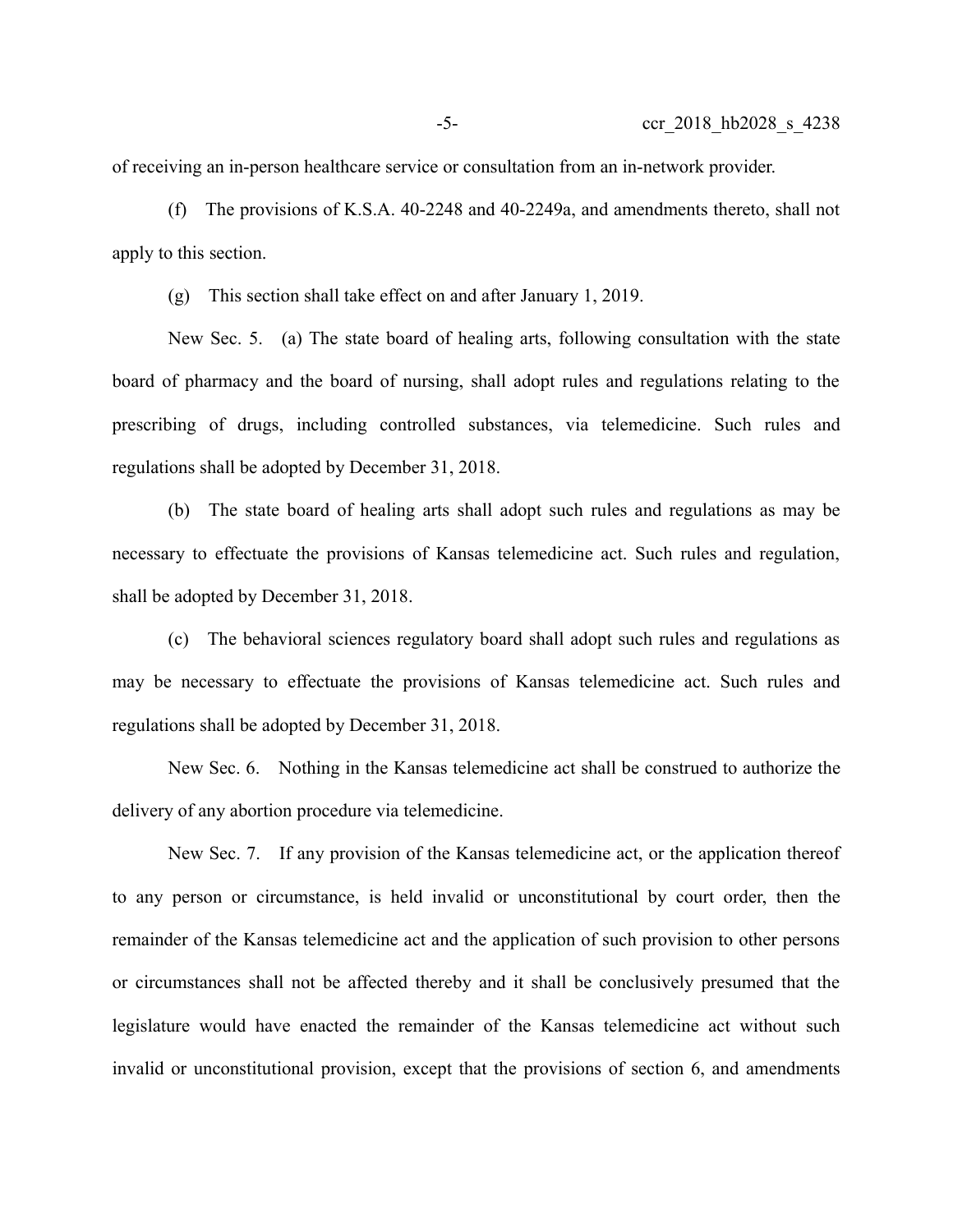of receiving an in-person healthcare service or consultation from an in-network provider.

(f) The provisions of K.S.A. 40-2248 and 40-2249a, and amendments thereto, shall not apply to this section.

(g) This section shall take effect on and after January 1, 2019.

New Sec. 5. (a) The state board of healing arts, following consultation with the state board of pharmacy and the board of nursing, shall adopt rules and regulations relating to the prescribing of drugs, including controlled substances, via telemedicine. Such rules and regulations shall be adopted by December 31, 2018.

(b) The state board of healing arts shall adopt such rules and regulations as may be necessary to effectuate the provisions of Kansas telemedicine act. Such rules and regulation, shall be adopted by December 31, 2018.

(c) The behavioral sciences regulatory board shall adopt such rules and regulations as may be necessary to effectuate the provisions of Kansas telemedicine act. Such rules and regulations shall be adopted by December 31, 2018.

New Sec. 6. Nothing in the Kansas telemedicine act shall be construed to authorize the delivery of any abortion procedure via telemedicine.

New Sec. 7. If any provision of the Kansas telemedicine act, or the application thereof to any person or circumstance, is held invalid or unconstitutional by court order, then the remainder of the Kansas telemedicine act and the application of such provision to other persons or circumstances shall not be affected thereby and it shall be conclusively presumed that the legislature would have enacted the remainder of the Kansas telemedicine act without such invalid or unconstitutional provision, except that the provisions of section 6, and amendments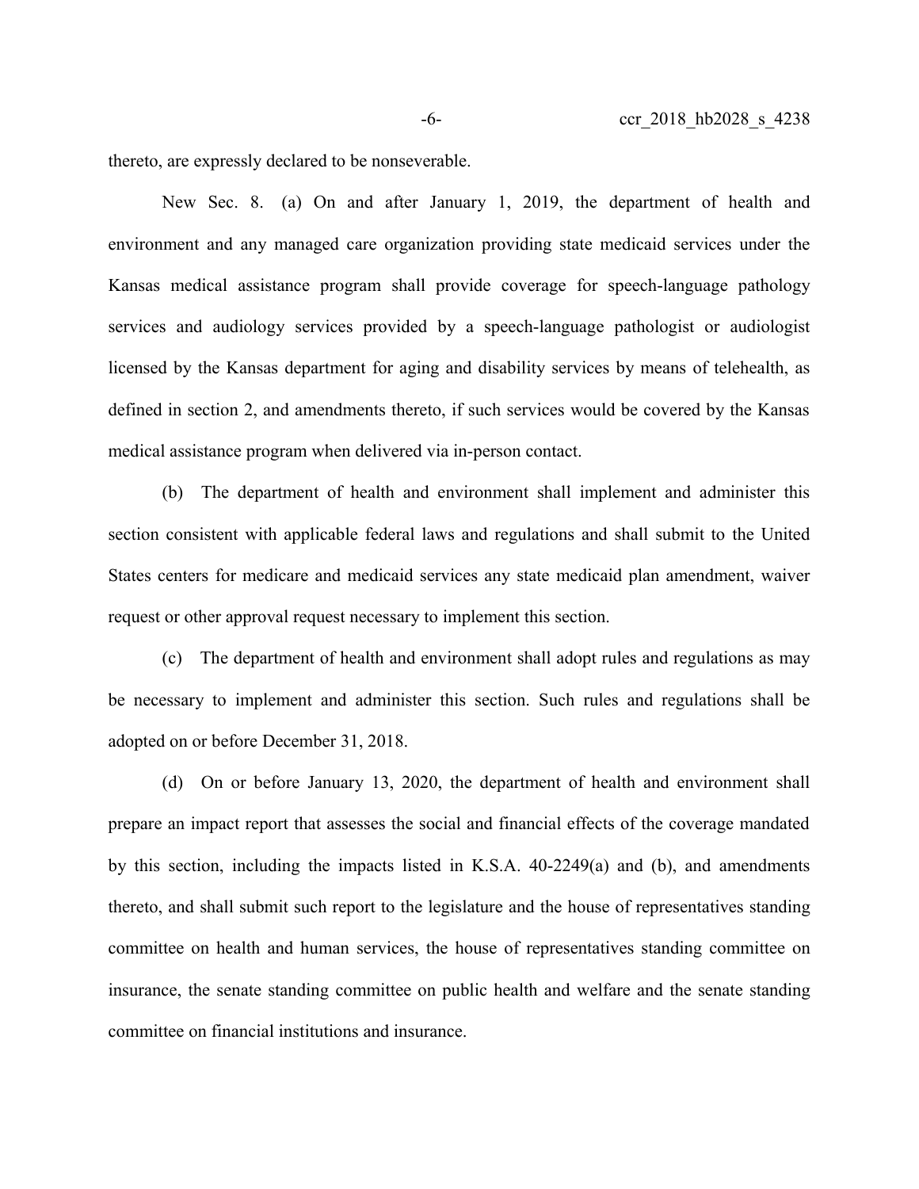thereto, are expressly declared to be nonseverable.

New Sec. 8. (a) On and after January 1, 2019, the department of health and environment and any managed care organization providing state medicaid services under the Kansas medical assistance program shall provide coverage for speech-language pathology services and audiology services provided by a speech-language pathologist or audiologist licensed by the Kansas department for aging and disability services by means of telehealth, as defined in section 2, and amendments thereto, if such services would be covered by the Kansas medical assistance program when delivered via in-person contact.

(b) The department of health and environment shall implement and administer this section consistent with applicable federal laws and regulations and shall submit to the United States centers for medicare and medicaid services any state medicaid plan amendment, waiver request or other approval request necessary to implement this section.

(c) The department of health and environment shall adopt rules and regulations as may be necessary to implement and administer this section. Such rules and regulations shall be adopted on or before December 31, 2018.

(d) On or before January 13, 2020, the department of health and environment shall prepare an impact report that assesses the social and financial effects of the coverage mandated by this section, including the impacts listed in K.S.A. 40-2249(a) and (b), and amendments thereto, and shall submit such report to the legislature and the house of representatives standing committee on health and human services, the house of representatives standing committee on insurance, the senate standing committee on public health and welfare and the senate standing committee on financial institutions and insurance.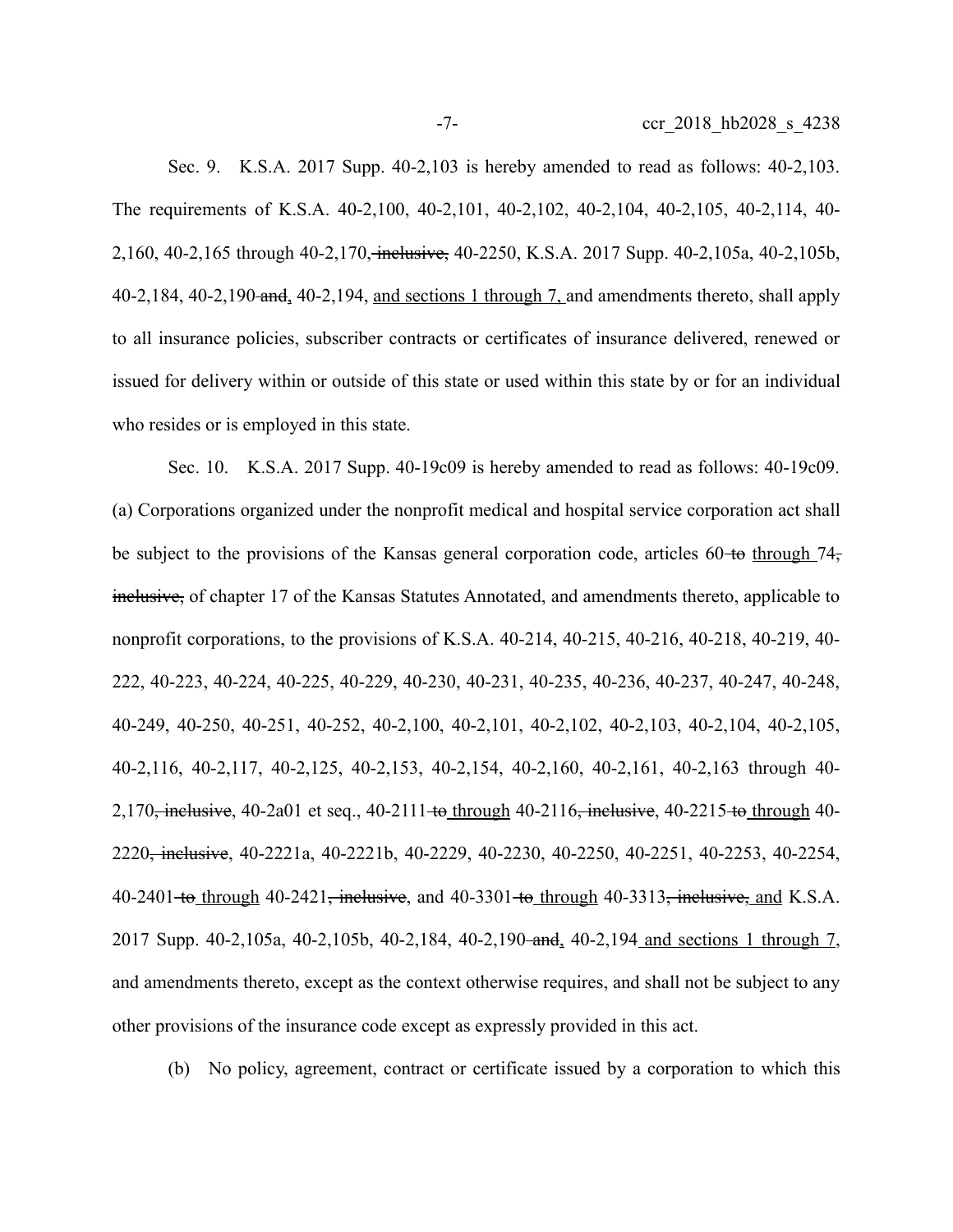Sec. 9. K.S.A. 2017 Supp. 40-2,103 is hereby amended to read as follows: 40-2,103. The requirements of K.S.A. 40-2,100, 40-2,101, 40-2,102, 40-2,104, 40-2,105, 40-2,114, 40-2,160, 40-2,165 through 40-2,170~~, inclusive,~~ 40-2250, K.S.A. 2017 Supp. 40-2,105a, 40-2,105b, 40-2,184, 40-2,190~~ and~~, 40-2,194, and sections 1 through 7, and amendments thereto, shall apply to all insurance policies, subscriber contracts or certificates of insurance delivered, renewed or issued for delivery within or outside of this state or used within this state by or for an individual who resides or is employed in this state.

Sec. 10. K.S.A. 2017 Supp. 40-19c09 is hereby amended to read as follows: 40-19c09. (a) Corporations organized under the nonprofit medical and hospital service corporation act shall be subject to the provisions of the Kansas general corporation code, articles 60~~ to~~ through 74~~, inclusive,~~ of chapter 17 of the Kansas Statutes Annotated, and amendments thereto, applicable to nonprofit corporations, to the provisions of K.S.A. 40-214, 40-215, 40-216, 40-218, 40-219, 40-222, 40-223, 40-224, 40-225, 40-229, 40-230, 40-231, 40-235, 40-236, 40-237, 40-247, 40-248, 40-249, 40-250, 40-251, 40-252, 40-2,100, 40-2,101, 40-2,102, 40-2,103, 40-2,104, 40-2,105, 40-2,116, 40-2,117, 40-2,125, 40-2,153, 40-2,154, 40-2,160, 40-2,161, 40-2,163 through 40-2,170~~, inclusive~~, 40-2a01 et seq., 40-2111~~ to~~ through 40-2116~~, inclusive~~, 40-2215~~ to~~ through 40-2220~~, inclusive~~, 40-2221a, 40-2221b, 40-2229, 40-2230, 40-2250, 40-2251, 40-2253, 40-2254, 40-2401~~ to~~ through 40-2421~~, inclusive~~, and 40-3301~~ to~~ through 40-3313~~, inclusive,~~ and K.S.A. 2017 Supp. 40-2,105a, 40-2,105b, 40-2,184, 40-2,190~~ and~~, 40-2,194 and sections 1 through 7, and amendments thereto, except as the context otherwise requires, and shall not be subject to any other provisions of the insurance code except as expressly provided in this act.

(b) No policy, agreement, contract or certificate issued by a corporation to which this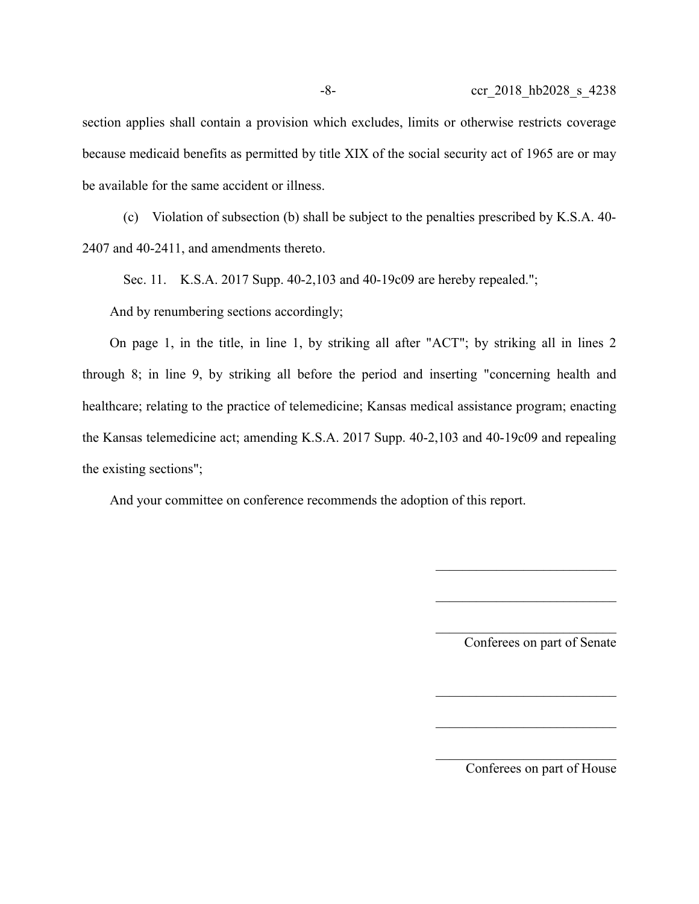section applies shall contain a provision which excludes, limits or otherwise restricts coverage because medicaid benefits as permitted by title XIX of the social security act of 1965 are or may be available for the same accident or illness.

(c) Violation of subsection (b) shall be subject to the penalties prescribed by K.S.A. 40-2407 and 40-2411, and amendments thereto.

Sec. 11. K.S.A. 2017 Supp. 40-2,103 and 40-19c09 are hereby repealed.";

And by renumbering sections accordingly;

On page 1, in the title, in line 1, by striking all after "ACT"; by striking all in lines 2 through 8; in line 9, by striking all before the period and inserting "concerning health and healthcare; relating to the practice of telemedicine; Kansas medical assistance program; enacting the Kansas telemedicine act; amending K.S.A. 2017 Supp. 40-2,103 and 40-19c09 and repealing the existing sections";

And your committee on conference recommends the adoption of this report.

\_\_\_\_\_\_\_\_\_\_\_\_\_\_\_\_\_\_\_\_\_\_\_\_\_\_

\_\_\_\_\_\_\_\_\_\_\_\_\_\_\_\_\_\_\_\_\_\_\_\_\_\_

\_\_\_\_\_\_\_\_\_\_\_\_\_\_\_\_\_\_\_\_\_\_\_\_\_\_

Conferees on part of Senate

\_\_\_\_\_\_\_\_\_\_\_\_\_\_\_\_\_\_\_\_\_\_\_\_\_\_

\_\_\_\_\_\_\_\_\_\_\_\_\_\_\_\_\_\_\_\_\_\_\_\_\_\_

\_\_\_\_\_\_\_\_\_\_\_\_\_\_\_\_\_\_\_\_\_\_\_\_\_\_

Conferees on part of House